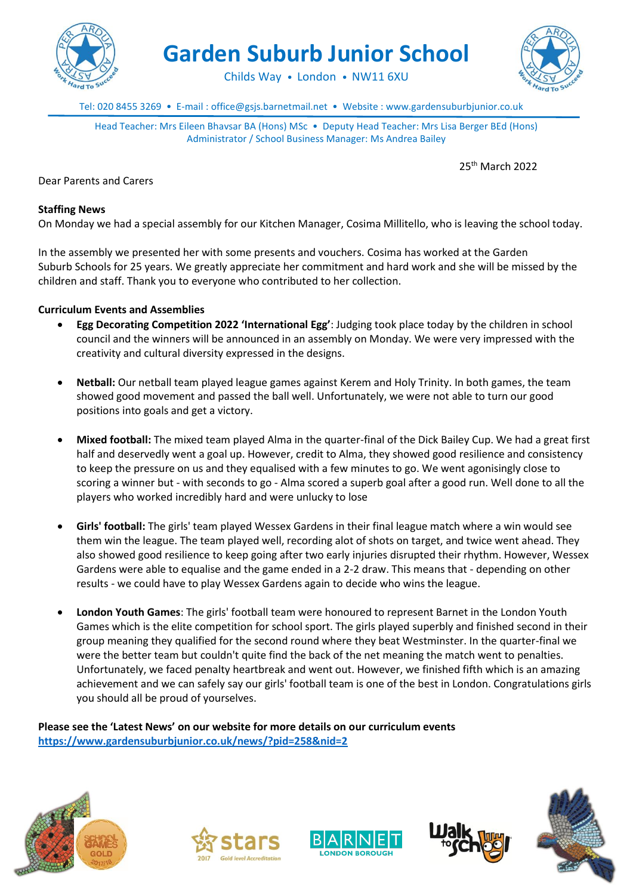# Garden Suburb Junior School

Childs Way • London • NW11 6XU

Tel: 020 8455 3269 • E-mail : office@gsjs.barnetmail.net • Website : www.gardensuburbjunior.co.uk

Head Teacher: Mrs Eileen Bhavsar BA (Hons) MSc • Deputy Head Teacher: Mrs Lisa Berger BEd (Hons)
Administrator / School Business Manager: Ms Andrea Bailey

25th March 2022

Dear Parents and Carers

**Staffing News**

On Monday we had a special assembly for our Kitchen Manager, Cosima Millitello, who is leaving the school today.

In the assembly we presented her with some presents and vouchers. Cosima has worked at the Garden Suburb Schools for 25 years. We greatly appreciate her commitment and hard work and she will be missed by the children and staff. Thank you to everyone who contributed to her collection.

**Curriculum Events and Assemblies**

- **Egg Decorating Competition 2022 'International Egg'**: Judging took place today by the children in school council and the winners will be announced in an assembly on Monday. We were very impressed with the creativity and cultural diversity expressed in the designs.

- **Netball:** Our netball team played league games against Kerem and Holy Trinity. In both games, the team showed good movement and passed the ball well. Unfortunately, we were not able to turn our good positions into goals and get a victory.

- **Mixed football:** The mixed team played Alma in the quarter-final of the Dick Bailey Cup. We had a great first half and deservedly went a goal up. However, credit to Alma, they showed good resilience and consistency to keep the pressure on us and they equalised with a few minutes to go. We went agonisingly close to scoring a winner but - with seconds to go - Alma scored a superb goal after a good run. Well done to all the players who worked incredibly hard and were unlucky to lose

- **Girls' football:** The girls' team played Wessex Gardens in their final league match where a win would see them win the league. The team played well, recording alot of shots on target, and twice went ahead. They also showed good resilience to keep going after two early injuries disrupted their rhythm. However, Wessex Gardens were able to equalise and the game ended in a 2-2 draw. This means that - depending on other results - we could have to play Wessex Gardens again to decide who wins the league.

- **London Youth Games**: The girls' football team were honoured to represent Barnet in the London Youth Games which is the elite competition for school sport. The girls played superbly and finished second in their group meaning they qualified for the second round where they beat Westminster. In the quarter-final we were the better team but couldn't quite find the back of the net meaning the match went to penalties. Unfortunately, we faced penalty heartbreak and went out. However, we finished fifth which is an amazing achievement and we can safely say our girls' football team is one of the best in London. Congratulations girls you should all be proud of yourselves.

**Please see the 'Latest News' on our website for more details on our curriculum events**
**https://www.gardensuburbjunior.co.uk/news/?pid=258&nid=2**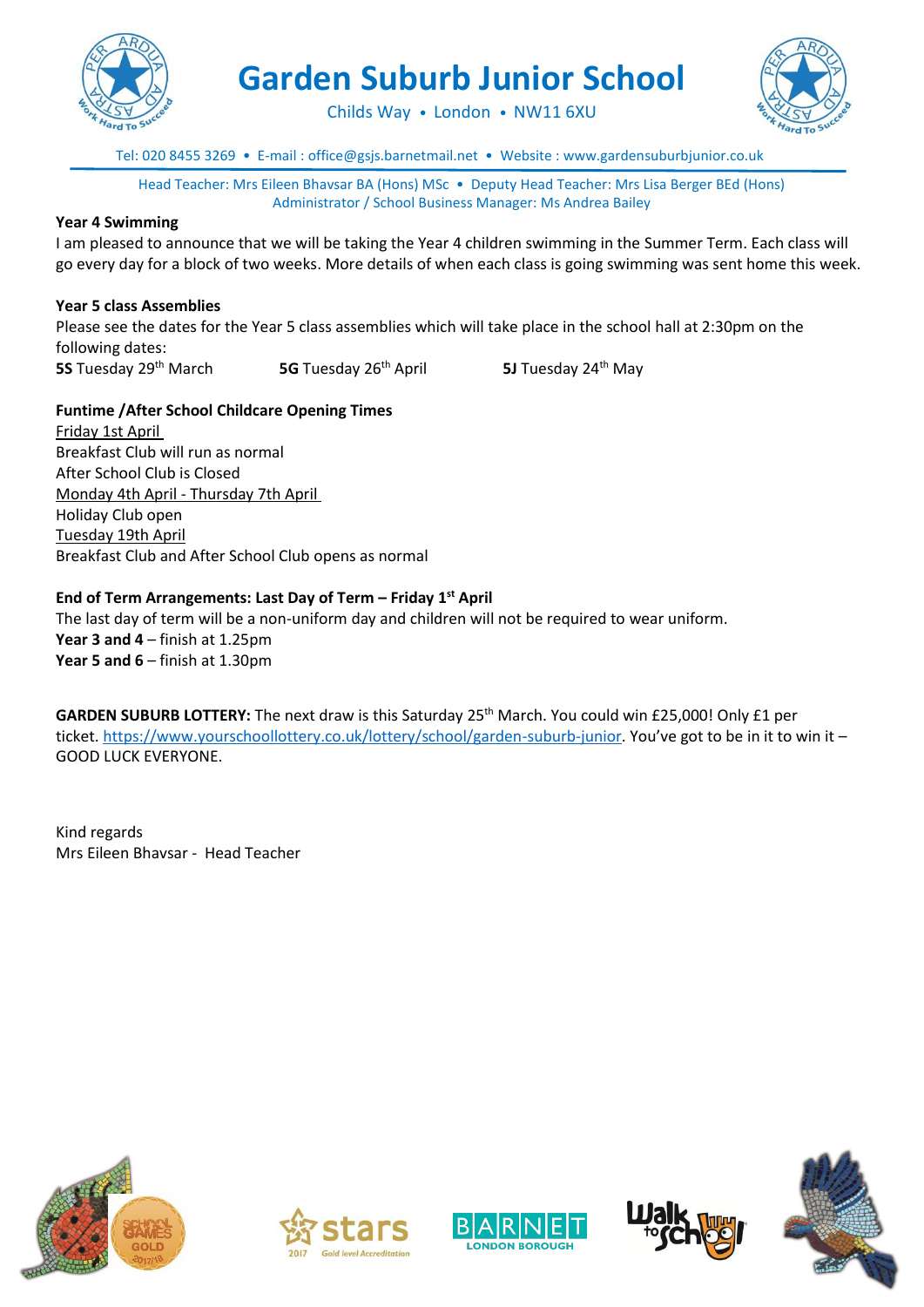# Garden Suburb Junior School

Childs Way • London • NW11 6XU

Tel: 020 8455 3269 • E-mail : office@gsjs.barnetmail.net • Website : www.gardensuburbjunior.co.uk

Head Teacher: Mrs Eileen Bhavsar BA (Hons) MSc • Deputy Head Teacher: Mrs Lisa Berger BEd (Hons)
Administrator / School Business Manager: Ms Andrea Bailey

**Year 4 Swimming**

I am pleased to announce that we will be taking the Year 4 children swimming in the Summer Term. Each class will go every day for a block of two weeks. More details of when each class is going swimming was sent home this week.

**Year 5 class Assemblies**

Please see the dates for the Year 5 class assemblies which will take place in the school hall at 2:30pm on the following dates:

**5S** Tuesday 29th March   **5G** Tuesday 26th April   **5J** Tuesday 24th May

**Funtime /After School Childcare Opening Times**

Friday 1st April
Breakfast Club will run as normal
After School Club is Closed

Monday 4th April - Thursday 7th April
Holiday Club open

Tuesday 19th April
Breakfast Club and After School Club opens as normal

**End of Term Arrangements: Last Day of Term – Friday 1st April**

The last day of term will be a non-uniform day and children will not be required to wear uniform.

**Year 3 and 4** – finish at 1.25pm
**Year 5 and 6** – finish at 1.30pm

**GARDEN SUBURB LOTTERY:** The next draw is this Saturday 25th March. You could win £25,000! Only £1 per ticket. https://www.yourschoollottery.co.uk/lottery/school/garden-suburb-junior. You've got to be in it to win it – GOOD LUCK EVERYONE.

Kind regards
Mrs Eileen Bhavsar - Head Teacher